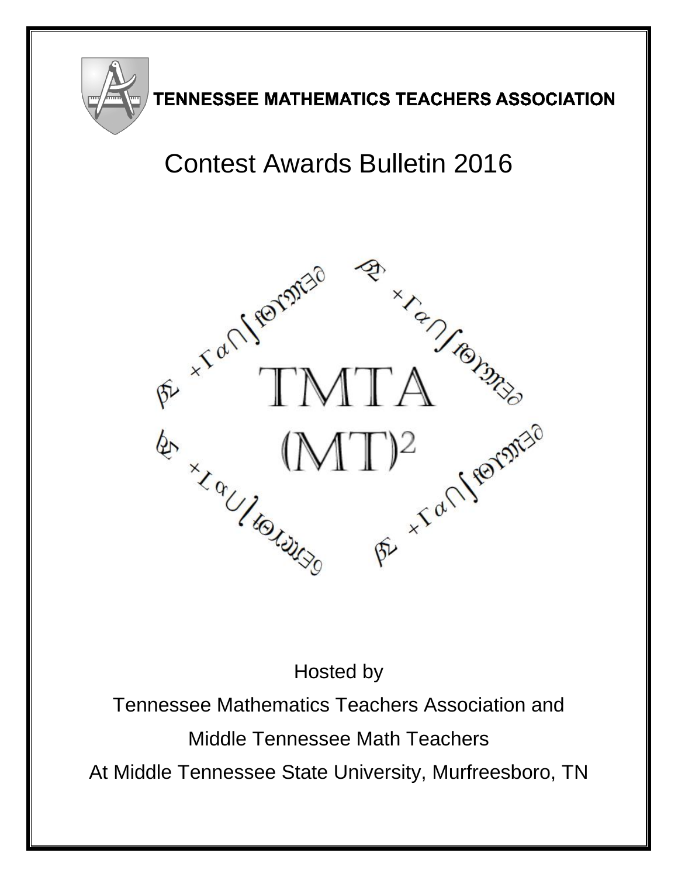**TENNESSEE MATHEMATICS TEACHERS ASSOCIATION**

# Contest Awards Bulletin 2016

TMTA

$(MT)^2$

Hosted by

Tennessee Mathematics Teachers Association and

Middle Tennessee Math Teachers

At Middle Tennessee State University, Murfreesboro, TN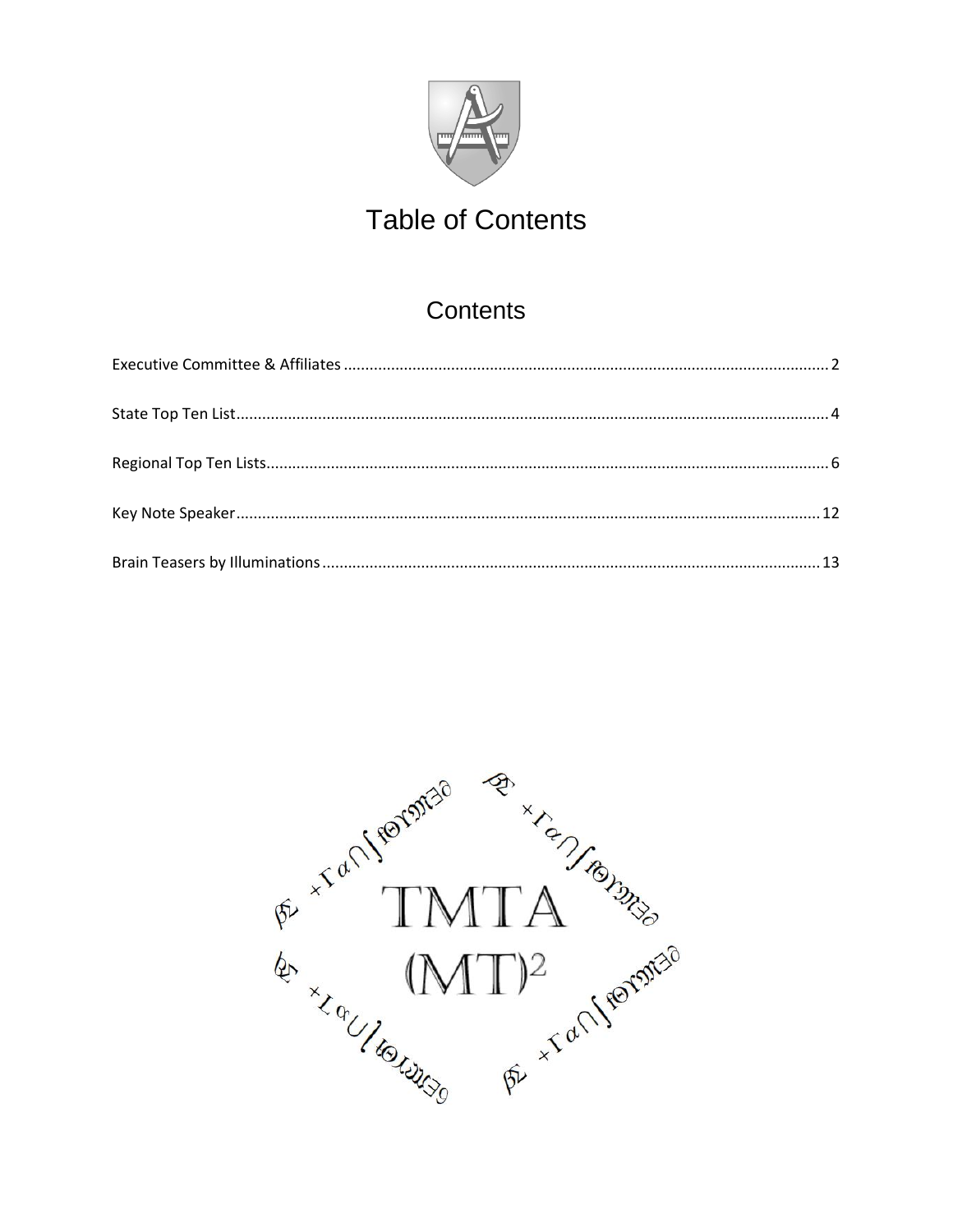# Table of Contents

## Contents

Executive Committee & Affiliates ........ 2

State Top Ten List ........ 4

Regional Top Ten Lists ........ 6

Key Note Speaker ........ 12

Brain Teasers by Illuminations ........ 13

TMTA

$(MT)^2$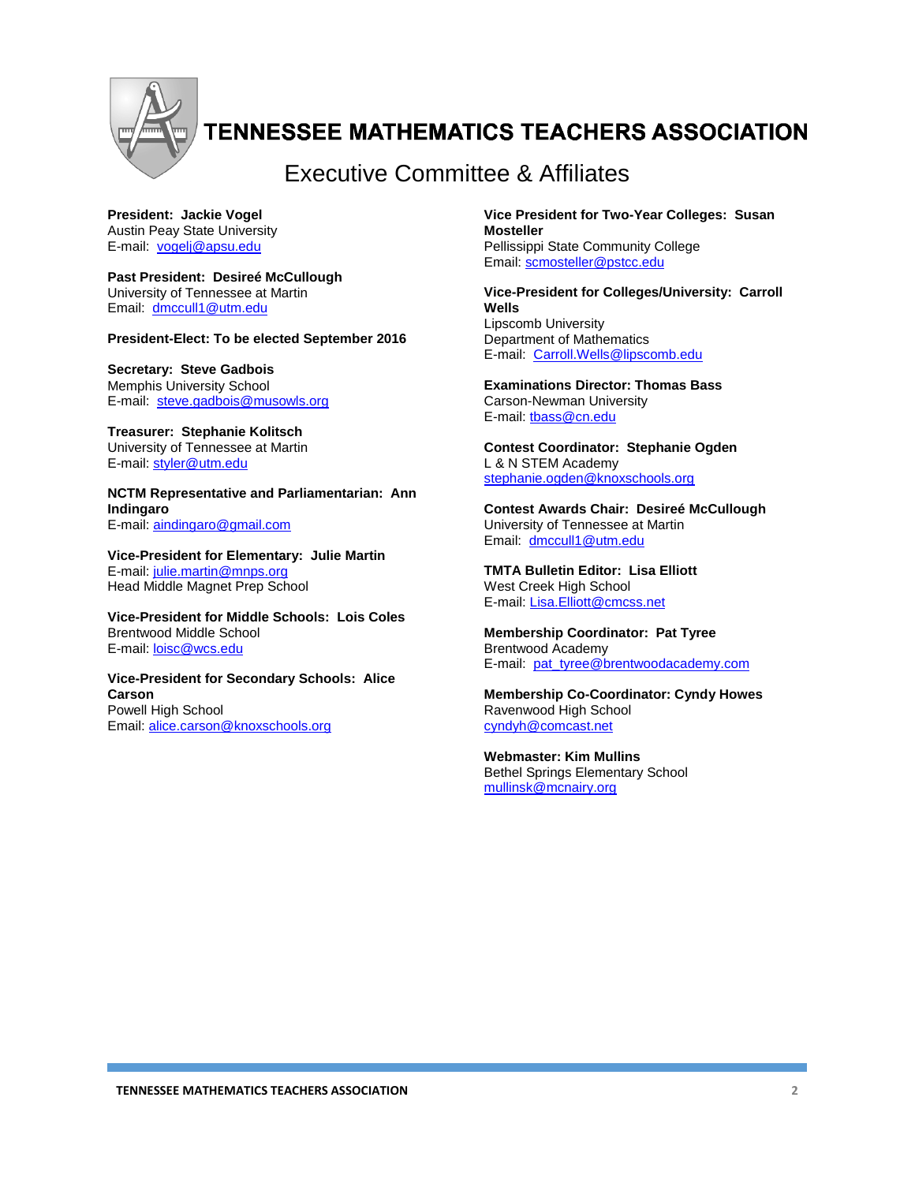# TENNESSEE MATHEMATICS TEACHERS ASSOCIATION

## Executive Committee & Affiliates

**President: Jackie Vogel**
Austin Peay State University
E-mail: vogelj@apsu.edu

**Past President: Desireé McCullough**
University of Tennessee at Martin
Email: dmccull1@utm.edu

**President-Elect: To be elected September 2016**

**Secretary: Steve Gadbois**
Memphis University School
E-mail: steve.gadbois@musowls.org

**Treasurer: Stephanie Kolitsch**
University of Tennessee at Martin
E-mail: styler@utm.edu

**NCTM Representative and Parliamentarian: Ann Indingaro**
E-mail: aindingaro@gmail.com

**Vice-President for Elementary: Julie Martin**
E-mail: julie.martin@mnps.org
Head Middle Magnet Prep School

**Vice-President for Middle Schools: Lois Coles**
Brentwood Middle School
E-mail: loisc@wcs.edu

**Vice-President for Secondary Schools: Alice Carson**
Powell High School
Email: alice.carson@knoxschools.org

**Vice President for Two-Year Colleges: Susan Mosteller**
Pellissippi State Community College
Email: scmosteller@pstcc.edu

**Vice-President for Colleges/University: Carroll Wells**
Lipscomb University
Department of Mathematics
E-mail: Carroll.Wells@lipscomb.edu

**Examinations Director: Thomas Bass**
Carson-Newman University
E-mail: tbass@cn.edu

**Contest Coordinator: Stephanie Ogden**
L & N STEM Academy
stephanie.ogden@knoxschools.org

**Contest Awards Chair: Desireé McCullough**
University of Tennessee at Martin
Email: dmccull1@utm.edu

**TMTA Bulletin Editor: Lisa Elliott**
West Creek High School
E-mail: Lisa.Elliott@cmcss.net

**Membership Coordinator: Pat Tyree**
Brentwood Academy
E-mail: pat_tyree@brentwoodacademy.com

**Membership Co-Coordinator: Cyndy Howes**
Ravenwood High School
cyndyh@comcast.net

**Webmaster: Kim Mullins**
Bethel Springs Elementary School
mullinsk@mcnairy.org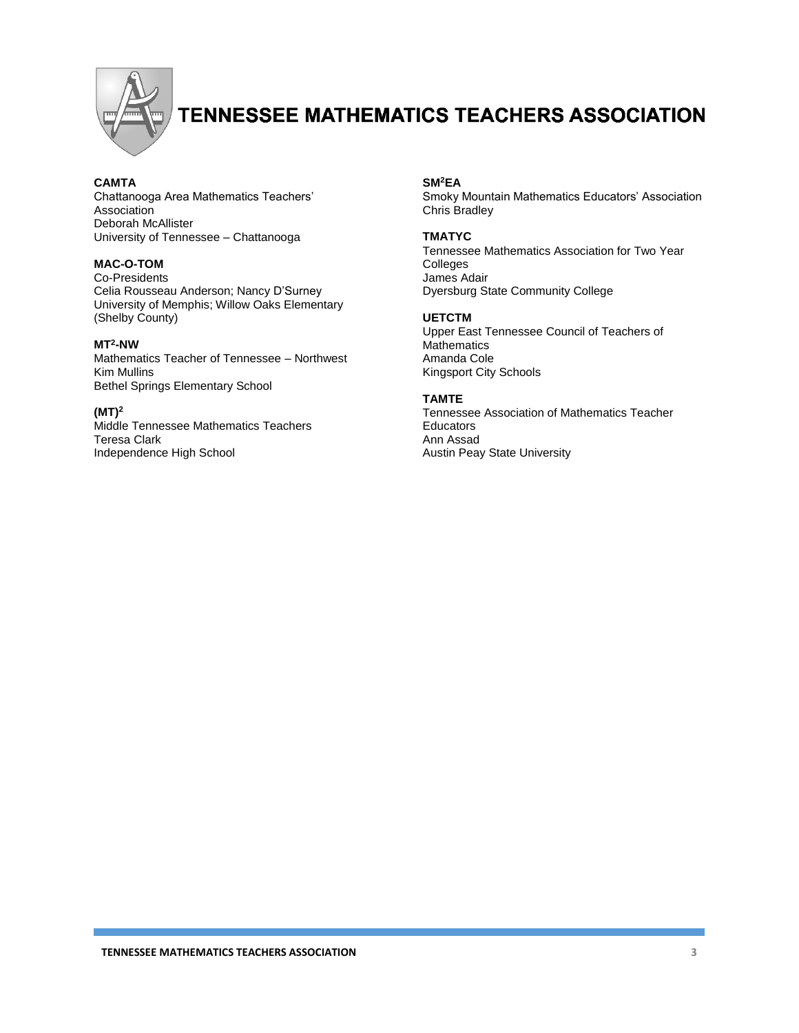# TENNESSEE MATHEMATICS TEACHERS ASSOCIATION

**CAMTA**
Chattanooga Area Mathematics Teachers' Association
Deborah McAllister
University of Tennessee – Chattanooga

**MAC-O-TOM**
Co-Presidents
Celia Rousseau Anderson; Nancy D'Surney
University of Memphis; Willow Oaks Elementary (Shelby County)

**$MT^2$-NW**
Mathematics Teacher of Tennessee – Northwest
Kim Mullins
Bethel Springs Elementary School

**$(MT)^2$**
Middle Tennessee Mathematics Teachers
Teresa Clark
Independence High School

**$SM^2EA$**
Smoky Mountain Mathematics Educators' Association
Chris Bradley

**TMATYC**
Tennessee Mathematics Association for Two Year Colleges
James Adair
Dyersburg State Community College

**UETCTM**
Upper East Tennessee Council of Teachers of Mathematics
Amanda Cole
Kingsport City Schools

**TAMTE**
Tennessee Association of Mathematics Teacher Educators
Ann Assad
Austin Peay State University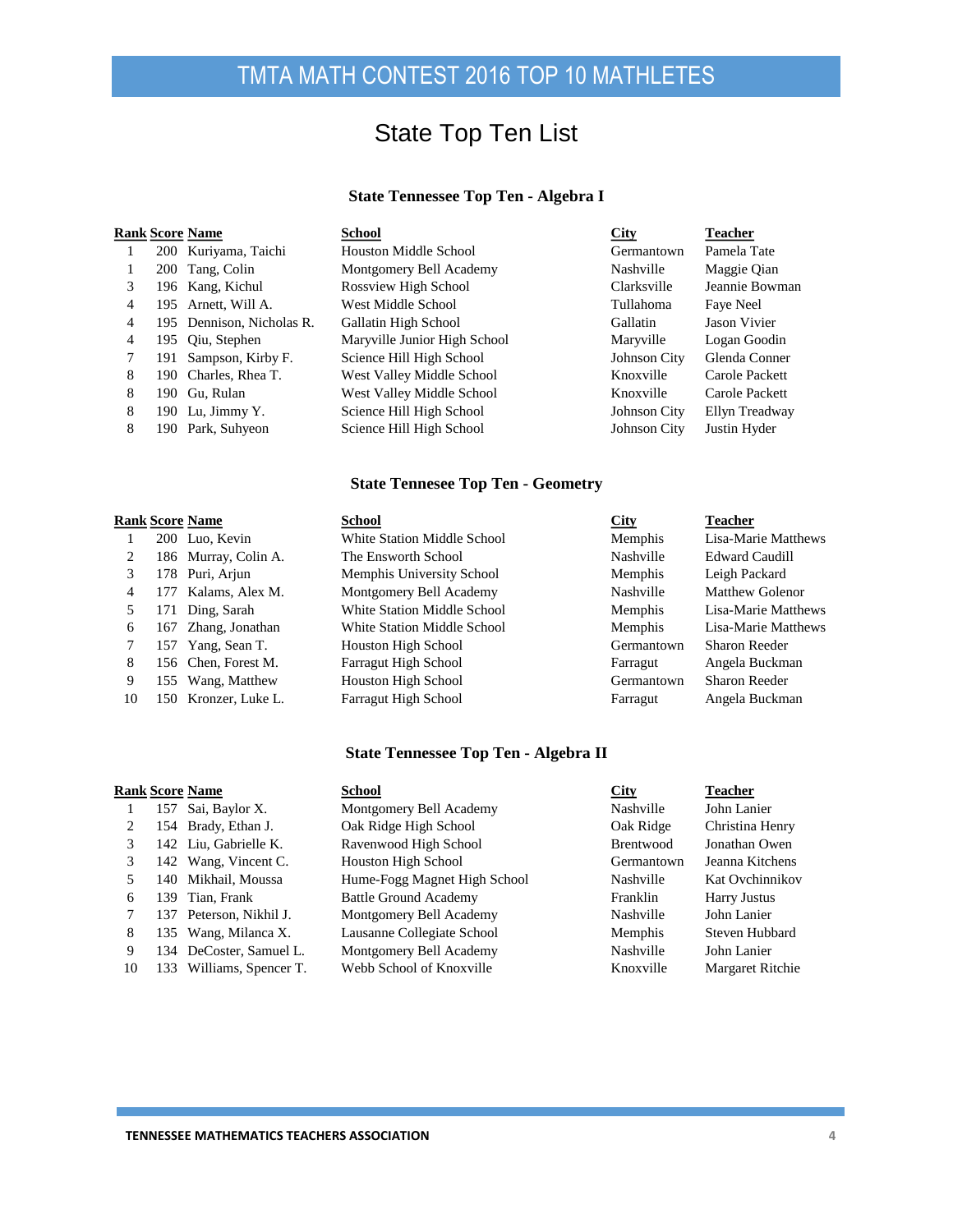# TMTA MATH CONTEST 2016 TOP 10 MATHLETES

## State Top Ten List

### State Tennessee Top Ten - Algebra I

| Rank | Score | Name | School | City | Teacher |
|---|---|---|---|---|---|
| 1 | 200 | Kuriyama, Taichi | Houston Middle School | Germantown | Pamela Tate |
| 1 | 200 | Tang, Colin | Montgomery Bell Academy | Nashville | Maggie Qian |
| 3 | 196 | Kang, Kichul | Rossview High School | Clarksville | Jeannie Bowman |
| 4 | 195 | Arnett, Will A. | West Middle School | Tullahoma | Faye Neel |
| 4 | 195 | Dennison, Nicholas R. | Gallatin High School | Gallatin | Jason Vivier |
| 4 | 195 | Qiu, Stephen | Maryville Junior High School | Maryville | Logan Goodin |
| 7 | 191 | Sampson, Kirby F. | Science Hill High School | Johnson City | Glenda Conner |
| 8 | 190 | Charles, Rhea T. | West Valley Middle School | Knoxville | Carole Packett |
| 8 | 190 | Gu, Rulan | West Valley Middle School | Knoxville | Carole Packett |
| 8 | 190 | Lu, Jimmy Y. | Science Hill High School | Johnson City | Ellyn Treadway |
| 8 | 190 | Park, Suhyeon | Science Hill High School | Johnson City | Justin Hyder |

### State Tennesee Top Ten - Geometry

| Rank | Score | Name | School | City | Teacher |
|---|---|---|---|---|---|
| 1 | 200 | Luo, Kevin | White Station Middle School | Memphis | Lisa-Marie Matthews |
| 2 | 186 | Murray, Colin A. | The Ensworth School | Nashville | Edward Caudill |
| 3 | 178 | Puri, Arjun | Memphis University School | Memphis | Leigh Packard |
| 4 | 177 | Kalams, Alex M. | Montgomery Bell Academy | Nashville | Matthew Golenor |
| 5 | 171 | Ding, Sarah | White Station Middle School | Memphis | Lisa-Marie Matthews |
| 6 | 167 | Zhang, Jonathan | White Station Middle School | Memphis | Lisa-Marie Matthews |
| 7 | 157 | Yang, Sean T. | Houston High School | Germantown | Sharon Reeder |
| 8 | 156 | Chen, Forest M. | Farragut High School | Farragut | Angela Buckman |
| 9 | 155 | Wang, Matthew | Houston High School | Germantown | Sharon Reeder |
| 10 | 150 | Kronzer, Luke L. | Farragut High School | Farragut | Angela Buckman |

### State Tennessee Top Ten - Algebra II

| Rank | Score | Name | School | City | Teacher |
|---|---|---|---|---|---|
| 1 | 157 | Sai, Baylor X. | Montgomery Bell Academy | Nashville | John Lanier |
| 2 | 154 | Brady, Ethan J. | Oak Ridge High School | Oak Ridge | Christina Henry |
| 3 | 142 | Liu, Gabrielle K. | Ravenwood High School | Brentwood | Jonathan Owen |
| 3 | 142 | Wang, Vincent C. | Houston High School | Germantown | Jeanna Kitchens |
| 5 | 140 | Mikhail, Moussa | Hume-Fogg Magnet High School | Nashville | Kat Ovchinnikov |
| 6 | 139 | Tian, Frank | Battle Ground Academy | Franklin | Harry Justus |
| 7 | 137 | Peterson, Nikhil J. | Montgomery Bell Academy | Nashville | John Lanier |
| 8 | 135 | Wang, Milanca X. | Lausanne Collegiate School | Memphis | Steven Hubbard |
| 9 | 134 | DeCoster, Samuel L. | Montgomery Bell Academy | Nashville | John Lanier |
| 10 | 133 | Williams, Spencer T. | Webb School of Knoxville | Knoxville | Margaret Ritchie |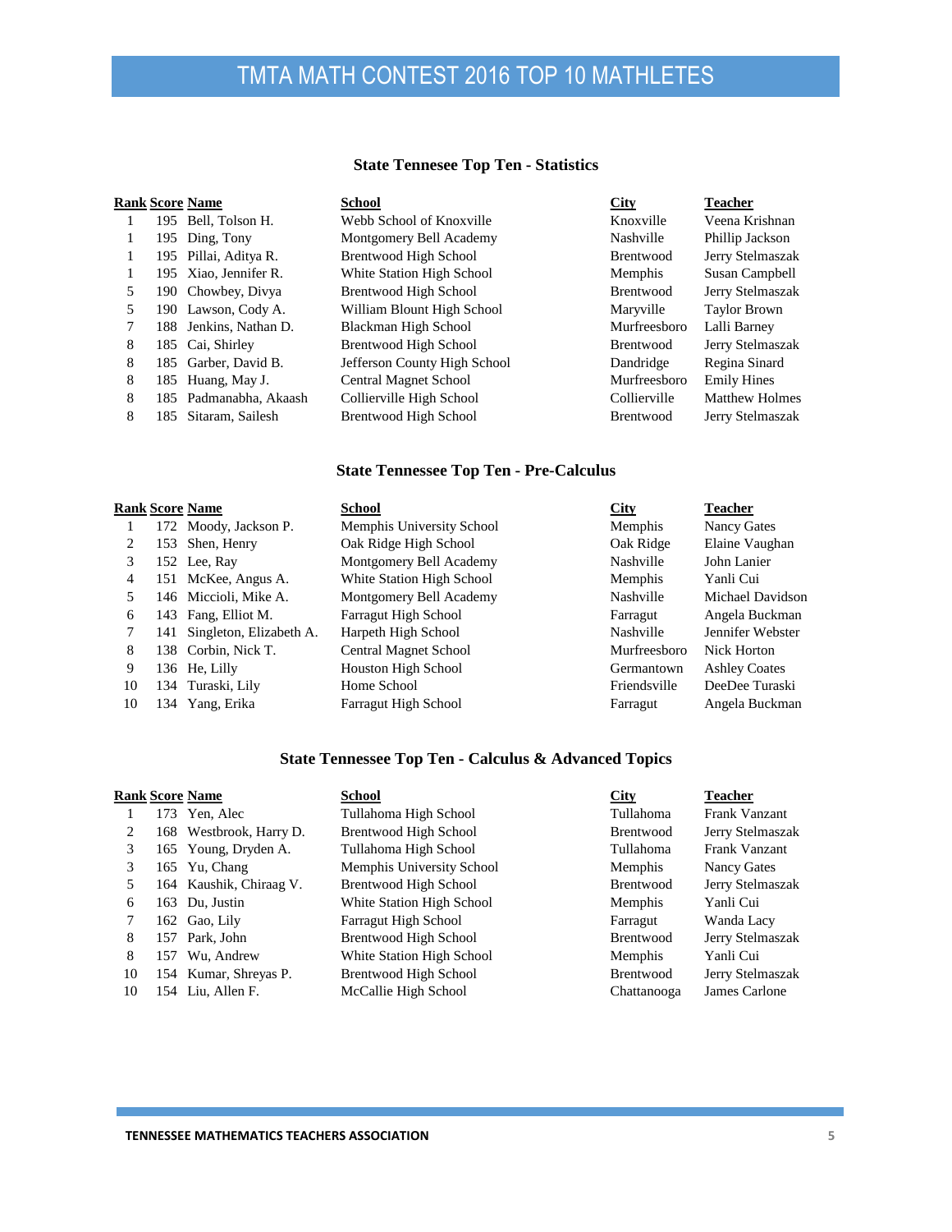# TMTA MATH CONTEST 2016 TOP 10 MATHLETES

## State Tennessee Top Ten - Statistics

| Rank | Score | Name | School | City | Teacher |
|---|---|---|---|---|---|
| 1 | 195 | Bell, Tolson H. | Webb School of Knoxville | Knoxville | Veena Krishnan |
| 1 | 195 | Ding, Tony | Montgomery Bell Academy | Nashville | Phillip Jackson |
| 1 | 195 | Pillai, Aditya R. | Brentwood High School | Brentwood | Jerry Stelmaszak |
| 1 | 195 | Xiao, Jennifer R. | White Station High School | Memphis | Susan Campbell |
| 5 | 190 | Chowbey, Divya | Brentwood High School | Brentwood | Jerry Stelmaszak |
| 5 | 190 | Lawson, Cody A. | William Blount High School | Maryville | Taylor Brown |
| 7 | 188 | Jenkins, Nathan D. | Blackman High School | Murfreesboro | Lalli Barney |
| 8 | 185 | Cai, Shirley | Brentwood High School | Brentwood | Jerry Stelmaszak |
| 8 | 185 | Garber, David B. | Jefferson County High School | Dandridge | Regina Sinard |
| 8 | 185 | Huang, May J. | Central Magnet School | Murfreesboro | Emily Hines |
| 8 | 185 | Padmanabha, Akaash | Collierville High School | Collierville | Matthew Holmes |
| 8 | 185 | Sitaram, Sailesh | Brentwood High School | Brentwood | Jerry Stelmaszak |

## State Tennessee Top Ten - Pre-Calculus

| Rank | Score | Name | School | City | Teacher |
|---|---|---|---|---|---|
| 1 | 172 | Moody, Jackson P. | Memphis University School | Memphis | Nancy Gates |
| 2 | 153 | Shen, Henry | Oak Ridge High School | Oak Ridge | Elaine Vaughan |
| 3 | 152 | Lee, Ray | Montgomery Bell Academy | Nashville | John Lanier |
| 4 | 151 | McKee, Angus A. | White Station High School | Memphis | Yanli Cui |
| 5 | 146 | Miccioli, Mike A. | Montgomery Bell Academy | Nashville | Michael Davidson |
| 6 | 143 | Fang, Elliot M. | Farragut High School | Farragut | Angela Buckman |
| 7 | 141 | Singleton, Elizabeth A. | Harpeth High School | Nashville | Jennifer Webster |
| 8 | 138 | Corbin, Nick T. | Central Magnet School | Murfreesboro | Nick Horton |
| 9 | 136 | He, Lilly | Houston High School | Germantown | Ashley Coates |
| 10 | 134 | Turaski, Lily | Home School | Friendsville | DeeDee Turaski |
| 10 | 134 | Yang, Erika | Farragut High School | Farragut | Angela Buckman |

## State Tennessee Top Ten - Calculus & Advanced Topics

| Rank | Score | Name | School | City | Teacher |
|---|---|---|---|---|---|
| 1 | 173 | Yen, Alec | Tullahoma High School | Tullahoma | Frank Vanzant |
| 2 | 168 | Westbrook, Harry D. | Brentwood High School | Brentwood | Jerry Stelmaszak |
| 3 | 165 | Young, Dryden A. | Tullahoma High School | Tullahoma | Frank Vanzant |
| 3 | 165 | Yu, Chang | Memphis University School | Memphis | Nancy Gates |
| 5 | 164 | Kaushik, Chiraag V. | Brentwood High School | Brentwood | Jerry Stelmaszak |
| 6 | 163 | Du, Justin | White Station High School | Memphis | Yanli Cui |
| 7 | 162 | Gao, Lily | Farragut High School | Farragut | Wanda Lacy |
| 8 | 157 | Park, John | Brentwood High School | Brentwood | Jerry Stelmaszak |
| 8 | 157 | Wu, Andrew | White Station High School | Memphis | Yanli Cui |
| 10 | 154 | Kumar, Shreyas P. | Brentwood High School | Brentwood | Jerry Stelmaszak |
| 10 | 154 | Liu, Allen F. | McCallie High School | Chattanooga | James Carlone |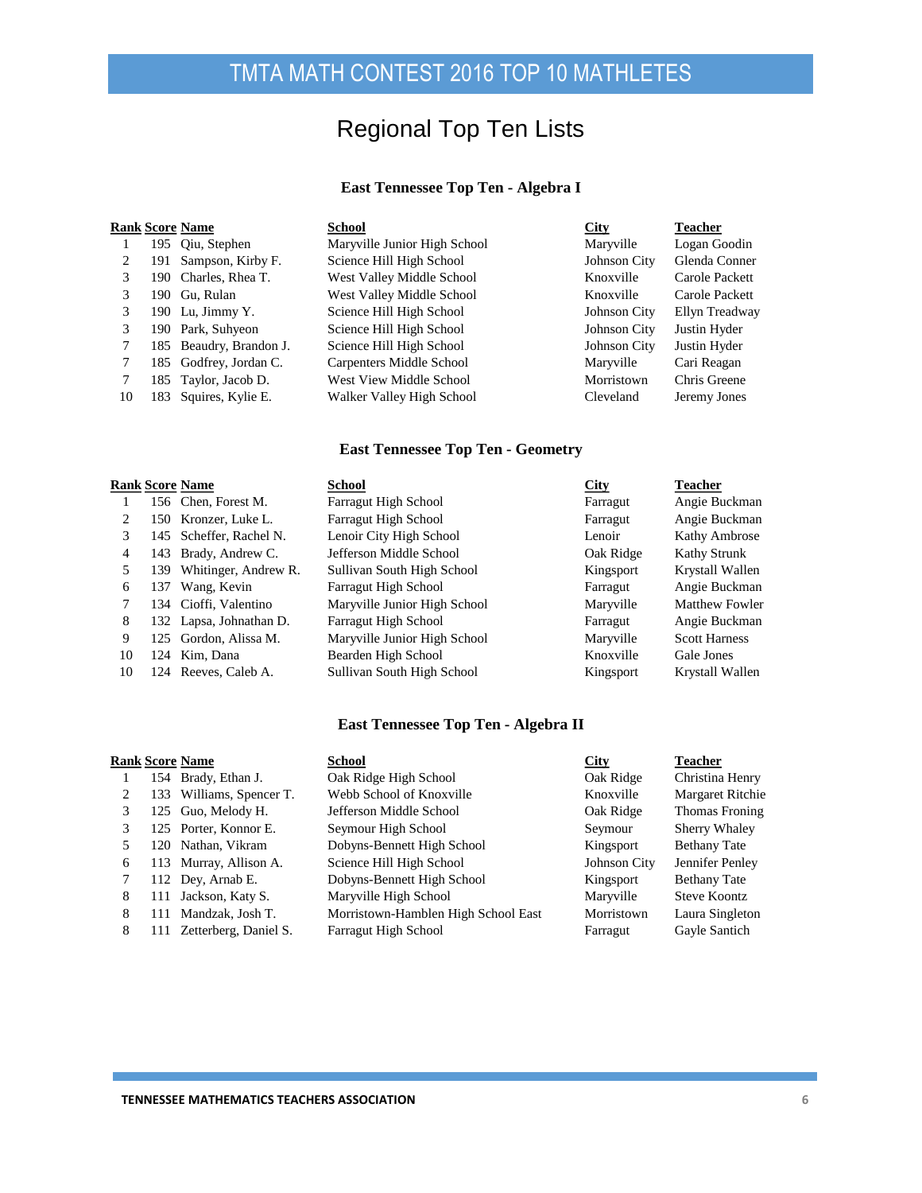# TMTA MATH CONTEST 2016 TOP 10 MATHLETES

## Regional Top Ten Lists

### East Tennessee Top Ten - Algebra I

| Rank | Score | Name | School | City | Teacher |
|---|---|---|---|---|---|
| 1 | 195 | Qiu, Stephen | Maryville Junior High School | Maryville | Logan Goodin |
| 2 | 191 | Sampson, Kirby F. | Science Hill High School | Johnson City | Glenda Conner |
| 3 | 190 | Charles, Rhea T. | West Valley Middle School | Knoxville | Carole Packett |
| 3 | 190 | Gu, Rulan | West Valley Middle School | Knoxville | Carole Packett |
| 3 | 190 | Lu, Jimmy Y. | Science Hill High School | Johnson City | Ellyn Treadway |
| 3 | 190 | Park, Suhyeon | Science Hill High School | Johnson City | Justin Hyder |
| 7 | 185 | Beaudry, Brandon J. | Science Hill High School | Johnson City | Justin Hyder |
| 7 | 185 | Godfrey, Jordan C. | Carpenters Middle School | Maryville | Cari Reagan |
| 7 | 185 | Taylor, Jacob D. | West View Middle School | Morristown | Chris Greene |
| 10 | 183 | Squires, Kylie E. | Walker Valley High School | Cleveland | Jeremy Jones |

### East Tennessee Top Ten - Geometry

| Rank | Score | Name | School | City | Teacher |
|---|---|---|---|---|---|
| 1 | 156 | Chen, Forest M. | Farragut High School | Farragut | Angie Buckman |
| 2 | 150 | Kronzer, Luke L. | Farragut High School | Farragut | Angie Buckman |
| 3 | 145 | Scheffer, Rachel N. | Lenoir City High School | Lenoir | Kathy Ambrose |
| 4 | 143 | Brady, Andrew C. | Jefferson Middle School | Oak Ridge | Kathy Strunk |
| 5 | 139 | Whitinger, Andrew R. | Sullivan South High School | Kingsport | Krystall Wallen |
| 6 | 137 | Wang, Kevin | Farragut High School | Farragut | Angie Buckman |
| 7 | 134 | Cioffi, Valentino | Maryville Junior High School | Maryville | Matthew Fowler |
| 8 | 132 | Lapsa, Johnathan D. | Farragut High School | Farragut | Angie Buckman |
| 9 | 125 | Gordon, Alissa M. | Maryville Junior High School | Maryville | Scott Harness |
| 10 | 124 | Kim, Dana | Bearden High School | Knoxville | Gale Jones |
| 10 | 124 | Reeves, Caleb A. | Sullivan South High School | Kingsport | Krystall Wallen |

### East Tennessee Top Ten - Algebra II

| Rank | Score | Name | School | City | Teacher |
|---|---|---|---|---|---|
| 1 | 154 | Brady, Ethan J. | Oak Ridge High School | Oak Ridge | Christina Henry |
| 2 | 133 | Williams, Spencer T. | Webb School of Knoxville | Knoxville | Margaret Ritchie |
| 3 | 125 | Guo, Melody H. | Jefferson Middle School | Oak Ridge | Thomas Froning |
| 3 | 125 | Porter, Konnor E. | Seymour High School | Seymour | Sherry Whaley |
| 5 | 120 | Nathan, Vikram | Dobyns-Bennett High School | Kingsport | Bethany Tate |
| 6 | 113 | Murray, Allison A. | Science Hill High School | Johnson City | Jennifer Penley |
| 7 | 112 | Dey, Arnab E. | Dobyns-Bennett High School | Kingsport | Bethany Tate |
| 8 | 111 | Jackson, Katy S. | Maryville High School | Maryville | Steve Koontz |
| 8 | 111 | Mandzak, Josh T. | Morristown-Hamblen High School East | Morristown | Laura Singleton |
| 8 | 111 | Zetterberg, Daniel S. | Farragut High School | Farragut | Gayle Santich |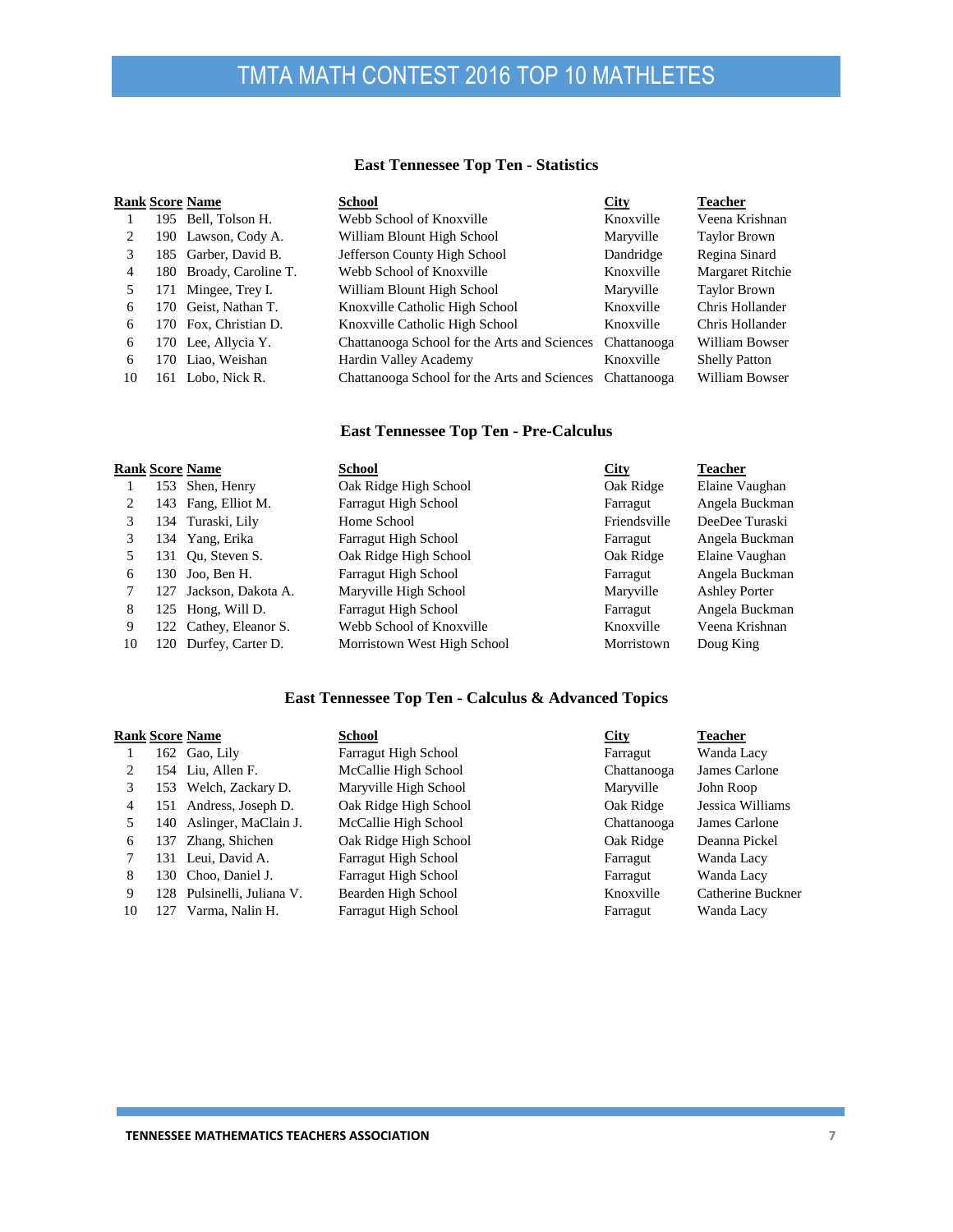# TMTA MATH CONTEST 2016 TOP 10 MATHLETES

## East Tennessee Top Ten - Statistics

| Rank | Score | Name | School | City | Teacher |
|---|---|---|---|---|---|
| 1 | 195 | Bell, Tolson H. | Webb School of Knoxville | Knoxville | Veena Krishnan |
| 2 | 190 | Lawson, Cody A. | William Blount High School | Maryville | Taylor Brown |
| 3 | 185 | Garber, David B. | Jefferson County High School | Dandridge | Regina Sinard |
| 4 | 180 | Broady, Caroline T. | Webb School of Knoxville | Knoxville | Margaret Ritchie |
| 5 | 171 | Mingee, Trey I. | William Blount High School | Maryville | Taylor Brown |
| 6 | 170 | Geist, Nathan T. | Knoxville Catholic High School | Knoxville | Chris Hollander |
| 6 | 170 | Fox, Christian D. | Knoxville Catholic High School | Knoxville | Chris Hollander |
| 6 | 170 | Lee, Allycia Y. | Chattanooga School for the Arts and Sciences | Chattanooga | William Bowser |
| 6 | 170 | Liao, Weishan | Hardin Valley Academy | Knoxville | Shelly Patton |
| 10 | 161 | Lobo, Nick R. | Chattanooga School for the Arts and Sciences | Chattanooga | William Bowser |

## East Tennessee Top Ten - Pre-Calculus

| Rank | Score | Name | School | City | Teacher |
|---|---|---|---|---|---|
| 1 | 153 | Shen, Henry | Oak Ridge High School | Oak Ridge | Elaine Vaughan |
| 2 | 143 | Fang, Elliot M. | Farragut High School | Farragut | Angela Buckman |
| 3 | 134 | Turaski, Lily | Home School | Friendsville | DeeDee Turaski |
| 3 | 134 | Yang, Erika | Farragut High School | Farragut | Angela Buckman |
| 5 | 131 | Qu, Steven S. | Oak Ridge High School | Oak Ridge | Elaine Vaughan |
| 6 | 130 | Joo, Ben H. | Farragut High School | Farragut | Angela Buckman |
| 7 | 127 | Jackson, Dakota A. | Maryville High School | Maryville | Ashley Porter |
| 8 | 125 | Hong, Will D. | Farragut High School | Farragut | Angela Buckman |
| 9 | 122 | Cathey, Eleanor S. | Webb School of Knoxville | Knoxville | Veena Krishnan |
| 10 | 120 | Durfey, Carter D. | Morristown West High School | Morristown | Doug King |

## East Tennessee Top Ten - Calculus & Advanced Topics

| Rank | Score | Name | School | City | Teacher |
|---|---|---|---|---|---|
| 1 | 162 | Gao, Lily | Farragut High School | Farragut | Wanda Lacy |
| 2 | 154 | Liu, Allen F. | McCallie High School | Chattanooga | James Carlone |
| 3 | 153 | Welch, Zackary D. | Maryville High School | Maryville | John Roop |
| 4 | 151 | Andress, Joseph D. | Oak Ridge High School | Oak Ridge | Jessica Williams |
| 5 | 140 | Aslinger, MaClain J. | McCallie High School | Chattanooga | James Carlone |
| 6 | 137 | Zhang, Shichen | Oak Ridge High School | Oak Ridge | Deanna Pickel |
| 7 | 131 | Leui, David A. | Farragut High School | Farragut | Wanda Lacy |
| 8 | 130 | Choo, Daniel J. | Farragut High School | Farragut | Wanda Lacy |
| 9 | 128 | Pulsinelli, Juliana V. | Bearden High School | Knoxville | Catherine Buckner |
| 10 | 127 | Varma, Nalin H. | Farragut High School | Farragut | Wanda Lacy |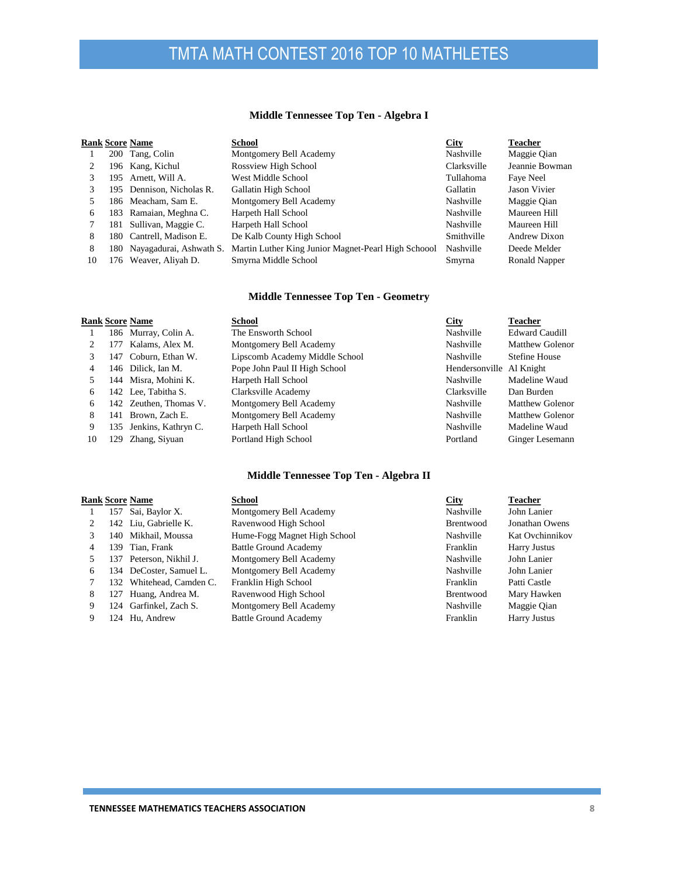# TMTA MATH CONTEST 2016 TOP 10 MATHLETES

### Middle Tennessee Top Ten - Algebra I

| Rank | Score | Name | School | City | Teacher |
|---|---|---|---|---|---|
| 1 | 200 | Tang, Colin | Montgomery Bell Academy | Nashville | Maggie Qian |
| 2 | 196 | Kang, Kichul | Rossview High School | Clarksville | Jeannie Bowman |
| 3 | 195 | Arnett, Will A. | West Middle School | Tullahoma | Faye Neel |
| 3 | 195 | Dennison, Nicholas R. | Gallatin High School | Gallatin | Jason Vivier |
| 5 | 186 | Meacham, Sam E. | Montgomery Bell Academy | Nashville | Maggie Qian |
| 6 | 183 | Ramaian, Meghna C. | Harpeth Hall School | Nashville | Maureen Hill |
| 7 | 181 | Sullivan, Maggie C. | Harpeth Hall School | Nashville | Maureen Hill |
| 8 | 180 | Cantrell, Madison E. | De Kalb County High School | Smithville | Andrew Dixon |
| 8 | 180 | Nayagadurai, Ashwath S. | Martin Luther King Junior Magnet-Pearl High Schoool | Nashville | Deede Melder |
| 10 | 176 | Weaver, Aliyah D. | Smyrna Middle School | Smyrna | Ronald Napper |

### Middle Tennessee Top Ten - Geometry

| Rank | Score | Name | School | City | Teacher |
|---|---|---|---|---|---|
| 1 | 186 | Murray, Colin A. | The Ensworth School | Nashville | Edward Caudill |
| 2 | 177 | Kalams, Alex M. | Montgomery Bell Academy | Nashville | Matthew Golenor |
| 3 | 147 | Coburn, Ethan W. | Lipscomb Academy Middle School | Nashville | Stefine House |
| 4 | 146 | Dilick, Ian M. | Pope John Paul II High School | Hendersonville | Al Knight |
| 5 | 144 | Misra, Mohini K. | Harpeth Hall School | Nashville | Madeline Waud |
| 6 | 142 | Lee, Tabitha S. | Clarksville Academy | Clarksville | Dan Burden |
| 6 | 142 | Zeuthen, Thomas V. | Montgomery Bell Academy | Nashville | Matthew Golenor |
| 8 | 141 | Brown, Zach E. | Montgomery Bell Academy | Nashville | Matthew Golenor |
| 9 | 135 | Jenkins, Kathryn C. | Harpeth Hall School | Nashville | Madeline Waud |
| 10 | 129 | Zhang, Siyuan | Portland High School | Portland | Ginger Lesemann |

### Middle Tennessee Top Ten - Algebra II

| Rank | Score | Name | School | City | Teacher |
|---|---|---|---|---|---|
| 1 | 157 | Sai, Baylor X. | Montgomery Bell Academy | Nashville | John Lanier |
| 2 | 142 | Liu, Gabrielle K. | Ravenwood High School | Brentwood | Jonathan Owens |
| 3 | 140 | Mikhail, Moussa | Hume-Fogg Magnet High School | Nashville | Kat Ovchinnikov |
| 4 | 139 | Tian, Frank | Battle Ground Academy | Franklin | Harry Justus |
| 5 | 137 | Peterson, Nikhil J. | Montgomery Bell Academy | Nashville | John Lanier |
| 6 | 134 | DeCoster, Samuel L. | Montgomery Bell Academy | Nashville | John Lanier |
| 7 | 132 | Whitehead, Camden C. | Franklin High School | Franklin | Patti Castle |
| 8 | 127 | Huang, Andrea M. | Ravenwood High School | Brentwood | Mary Hawken |
| 9 | 124 | Garfinkel, Zach S. | Montgomery Bell Academy | Nashville | Maggie Qian |
| 9 | 124 | Hu, Andrew | Battle Ground Academy | Franklin | Harry Justus |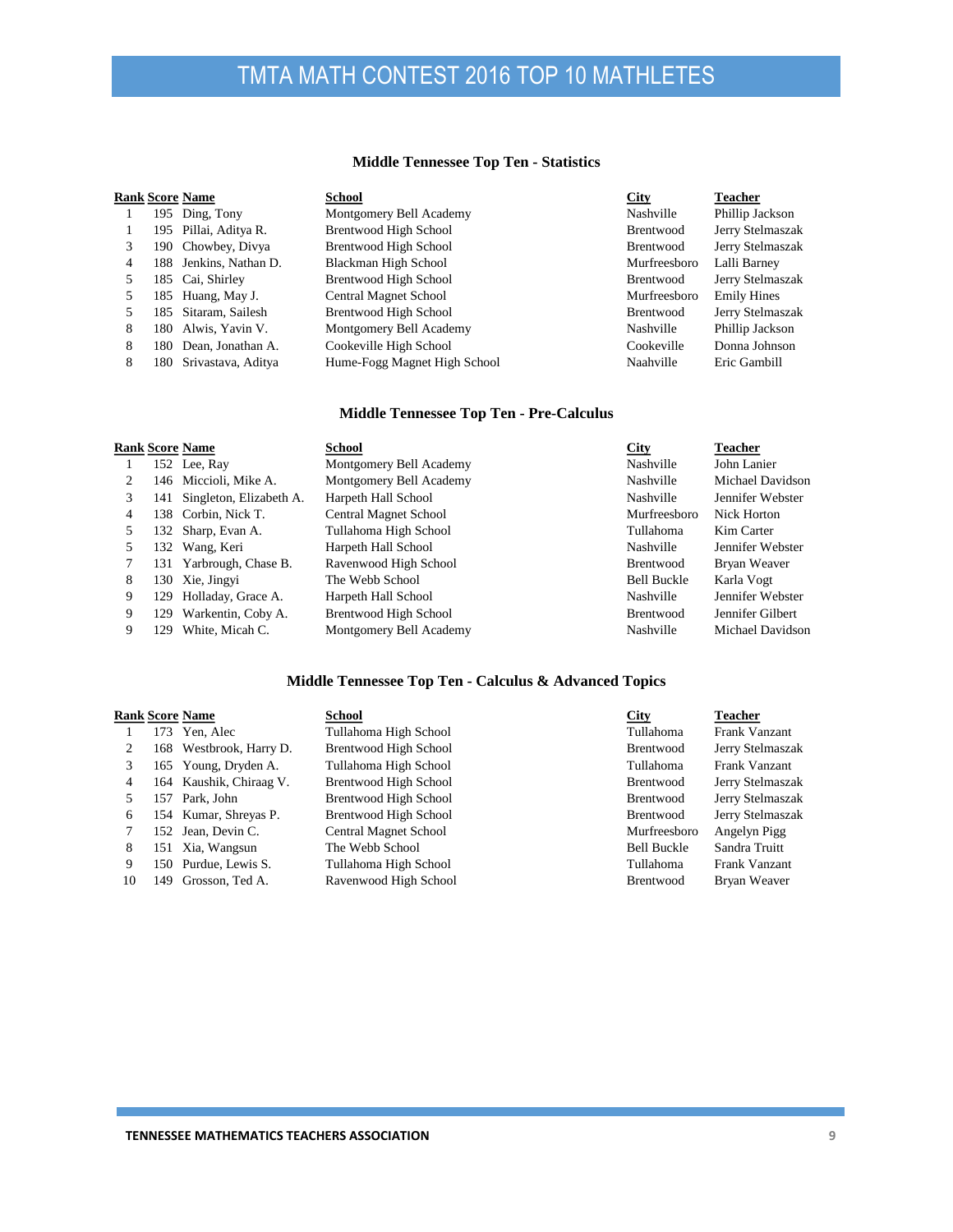# TMTA MATH CONTEST 2016 TOP 10 MATHLETES

## Middle Tennessee Top Ten - Statistics

| Rank | Score | Name | School | City | Teacher |
|---|---|---|---|---|---|
| 1 | 195 | Ding, Tony | Montgomery Bell Academy | Nashville | Phillip Jackson |
| 1 | 195 | Pillai, Aditya R. | Brentwood High School | Brentwood | Jerry Stelmaszak |
| 3 | 190 | Chowbey, Divya | Brentwood High School | Brentwood | Jerry Stelmaszak |
| 4 | 188 | Jenkins, Nathan D. | Blackman High School | Murfreesboro | Lalli Barney |
| 5 | 185 | Cai, Shirley | Brentwood High School | Brentwood | Jerry Stelmaszak |
| 5 | 185 | Huang, May J. | Central Magnet School | Murfreesboro | Emily Hines |
| 5 | 185 | Sitaram, Sailesh | Brentwood High School | Brentwood | Jerry Stelmaszak |
| 8 | 180 | Alwis, Yavin V. | Montgomery Bell Academy | Nashville | Phillip Jackson |
| 8 | 180 | Dean, Jonathan A. | Cookeville High School | Cookeville | Donna Johnson |
| 8 | 180 | Srivastava, Aditya | Hume-Fogg Magnet High School | Naahville | Eric Gambill |

## Middle Tennessee Top Ten - Pre-Calculus

| Rank | Score | Name | School | City | Teacher |
|---|---|---|---|---|---|
| 1 | 152 | Lee, Ray | Montgomery Bell Academy | Nashville | John Lanier |
| 2 | 146 | Miccioli, Mike A. | Montgomery Bell Academy | Nashville | Michael Davidson |
| 3 | 141 | Singleton, Elizabeth A. | Harpeth Hall School | Nashville | Jennifer Webster |
| 4 | 138 | Corbin, Nick T. | Central Magnet School | Murfreesboro | Nick Horton |
| 5 | 132 | Sharp, Evan A. | Tullahoma High School | Tullahoma | Kim Carter |
| 5 | 132 | Wang, Keri | Harpeth Hall School | Nashville | Jennifer Webster |
| 7 | 131 | Yarbrough, Chase B. | Ravenwood High School | Brentwood | Bryan Weaver |
| 8 | 130 | Xie, Jingyi | The Webb School | Bell Buckle | Karla Vogt |
| 9 | 129 | Holladay, Grace A. | Harpeth Hall School | Nashville | Jennifer Webster |
| 9 | 129 | Warkentin, Coby A. | Brentwood High School | Brentwood | Jennifer Gilbert |
| 9 | 129 | White, Micah C. | Montgomery Bell Academy | Nashville | Michael Davidson |

## Middle Tennessee Top Ten - Calculus & Advanced Topics

| Rank | Score | Name | School | City | Teacher |
|---|---|---|---|---|---|
| 1 | 173 | Yen, Alec | Tullahoma High School | Tullahoma | Frank Vanzant |
| 2 | 168 | Westbrook, Harry D. | Brentwood High School | Brentwood | Jerry Stelmaszak |
| 3 | 165 | Young, Dryden A. | Tullahoma High School | Tullahoma | Frank Vanzant |
| 4 | 164 | Kaushik, Chiraag V. | Brentwood High School | Brentwood | Jerry Stelmaszak |
| 5 | 157 | Park, John | Brentwood High School | Brentwood | Jerry Stelmaszak |
| 6 | 154 | Kumar, Shreyas P. | Brentwood High School | Brentwood | Jerry Stelmaszak |
| 7 | 152 | Jean, Devin C. | Central Magnet School | Murfreesboro | Angelyn Pigg |
| 8 | 151 | Xia, Wangsun | The Webb School | Bell Buckle | Sandra Truitt |
| 9 | 150 | Purdue, Lewis S. | Tullahoma High School | Tullahoma | Frank Vanzant |
| 10 | 149 | Grosson, Ted A. | Ravenwood High School | Brentwood | Bryan Weaver |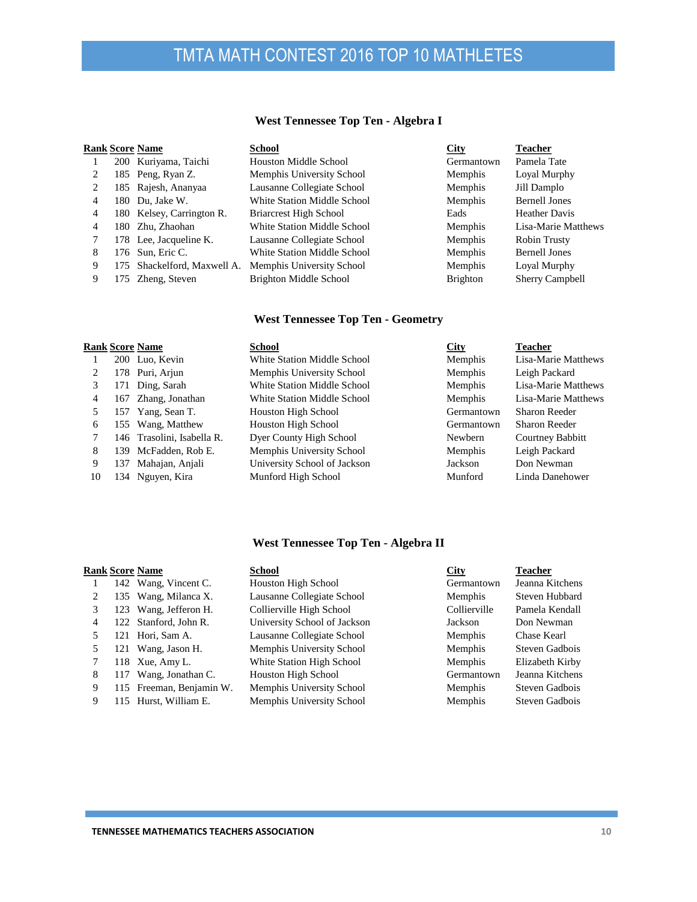# TMTA MATH CONTEST 2016 TOP 10 MATHLETES

### West Tennessee Top Ten - Algebra I

| Rank | Score | Name | School | City | Teacher |
|---|---|---|---|---|---|
| 1 | 200 | Kuriyama, Taichi | Houston Middle School | Germantown | Pamela Tate |
| 2 | 185 | Peng, Ryan Z. | Memphis University School | Memphis | Loyal Murphy |
| 2 | 185 | Rajesh, Ananyaa | Lausanne Collegiate School | Memphis | Jill Damplo |
| 4 | 180 | Du, Jake W. | White Station Middle School | Memphis | Bernell Jones |
| 4 | 180 | Kelsey, Carrington R. | Briarcrest High School | Eads | Heather Davis |
| 4 | 180 | Zhu, Zhaohan | White Station Middle School | Memphis | Lisa-Marie Matthews |
| 7 | 178 | Lee, Jacqueline K. | Lausanne Collegiate School | Memphis | Robin Trusty |
| 8 | 176 | Sun, Eric C. | White Station Middle School | Memphis | Bernell Jones |
| 9 | 175 | Shackelford, Maxwell A. | Memphis University School | Memphis | Loyal Murphy |
| 9 | 175 | Zheng, Steven | Brighton Middle School | Brighton | Sherry Campbell |

### West Tennessee Top Ten - Geometry

| Rank | Score | Name | School | City | Teacher |
|---|---|---|---|---|---|
| 1 | 200 | Luo, Kevin | White Station Middle School | Memphis | Lisa-Marie Matthews |
| 2 | 178 | Puri, Arjun | Memphis University School | Memphis | Leigh Packard |
| 3 | 171 | Ding, Sarah | White Station Middle School | Memphis | Lisa-Marie Matthews |
| 4 | 167 | Zhang, Jonathan | White Station Middle School | Memphis | Lisa-Marie Matthews |
| 5 | 157 | Yang, Sean T. | Houston High School | Germantown | Sharon Reeder |
| 6 | 155 | Wang, Matthew | Houston High School | Germantown | Sharon Reeder |
| 7 | 146 | Trasolini, Isabella R. | Dyer County High School | Newbern | Courtney Babbitt |
| 8 | 139 | McFadden, Rob E. | Memphis University School | Memphis | Leigh Packard |
| 9 | 137 | Mahajan, Anjali | University School of Jackson | Jackson | Don Newman |
| 10 | 134 | Nguyen, Kira | Munford High School | Munford | Linda Danehower |

### West Tennessee Top Ten - Algebra II

| Rank | Score | Name | School | City | Teacher |
|---|---|---|---|---|---|
| 1 | 142 | Wang, Vincent C. | Houston High School | Germantown | Jeanna Kitchens |
| 2 | 135 | Wang, Milanca X. | Lausanne Collegiate School | Memphis | Steven Hubbard |
| 3 | 123 | Wang, Jefferon H. | Collierville High School | Collierville | Pamela Kendall |
| 4 | 122 | Stanford, John R. | University School of Jackson | Jackson | Don Newman |
| 5 | 121 | Hori, Sam A. | Lausanne Collegiate School | Memphis | Chase Kearl |
| 5 | 121 | Wang, Jason H. | Memphis University School | Memphis | Steven Gadbois |
| 7 | 118 | Xue, Amy L. | White Station High School | Memphis | Elizabeth Kirby |
| 8 | 117 | Wang, Jonathan C. | Houston High School | Germantown | Jeanna Kitchens |
| 9 | 115 | Freeman, Benjamin W. | Memphis University School | Memphis | Steven Gadbois |
| 9 | 115 | Hurst, William E. | Memphis University School | Memphis | Steven Gadbois |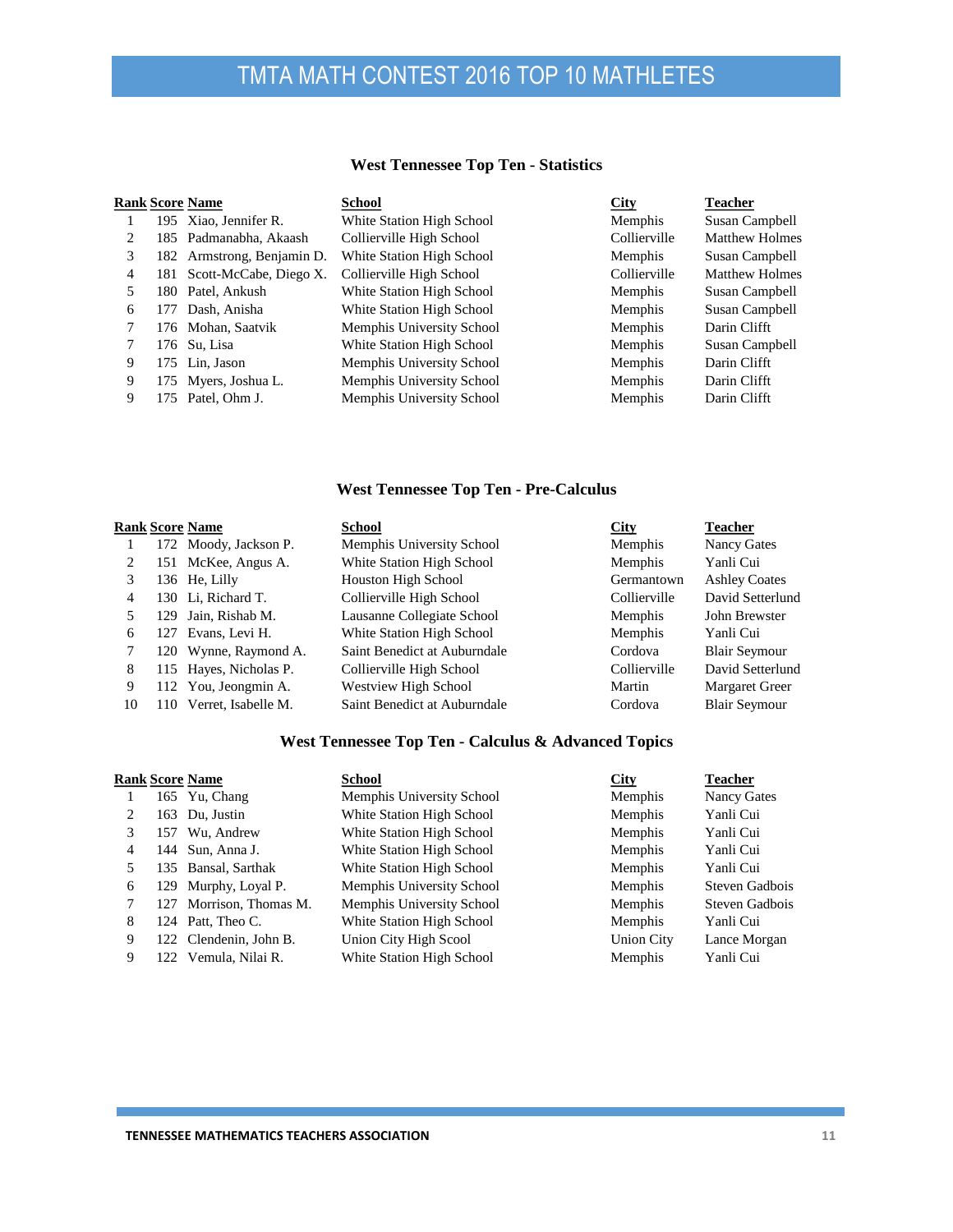# TMTA MATH CONTEST 2016 TOP 10 MATHLETES

## West Tennessee Top Ten - Statistics

| Rank | Score | Name | School | City | Teacher |
|---|---|---|---|---|---|
| 1 | 195 | Xiao, Jennifer R. | White Station High School | Memphis | Susan Campbell |
| 2 | 185 | Padmanabha, Akaash | Collierville High School | Collierville | Matthew Holmes |
| 3 | 182 | Armstrong, Benjamin D. | White Station High School | Memphis | Susan Campbell |
| 4 | 181 | Scott-McCabe, Diego X. | Collierville High School | Collierville | Matthew Holmes |
| 5 | 180 | Patel, Ankush | White Station High School | Memphis | Susan Campbell |
| 6 | 177 | Dash, Anisha | White Station High School | Memphis | Susan Campbell |
| 7 | 176 | Mohan, Saatvik | Memphis University School | Memphis | Darin Clifft |
| 7 | 176 | Su, Lisa | White Station High School | Memphis | Susan Campbell |
| 9 | 175 | Lin, Jason | Memphis University School | Memphis | Darin Clifft |
| 9 | 175 | Myers, Joshua L. | Memphis University School | Memphis | Darin Clifft |
| 9 | 175 | Patel, Ohm J. | Memphis University School | Memphis | Darin Clifft |

## West Tennessee Top Ten - Pre-Calculus

| Rank | Score | Name | School | City | Teacher |
|---|---|---|---|---|---|
| 1 | 172 | Moody, Jackson P. | Memphis University School | Memphis | Nancy Gates |
| 2 | 151 | McKee, Angus A. | White Station High School | Memphis | Yanli Cui |
| 3 | 136 | He, Lilly | Houston High School | Germantown | Ashley Coates |
| 4 | 130 | Li, Richard T. | Collierville High School | Collierville | David Setterlund |
| 5 | 129 | Jain, Rishab M. | Lausanne Collegiate School | Memphis | John Brewster |
| 6 | 127 | Evans, Levi H. | White Station High School | Memphis | Yanli Cui |
| 7 | 120 | Wynne, Raymond A. | Saint Benedict at Auburndale | Cordova | Blair Seymour |
| 8 | 115 | Hayes, Nicholas P. | Collierville High School | Collierville | David Setterlund |
| 9 | 112 | You, Jeongmin A. | Westview High School | Martin | Margaret Greer |
| 10 | 110 | Verret, Isabelle M. | Saint Benedict at Auburndale | Cordova | Blair Seymour |

## West Tennessee Top Ten - Calculus & Advanced Topics

| Rank | Score | Name | School | City | Teacher |
|---|---|---|---|---|---|
| 1 | 165 | Yu, Chang | Memphis University School | Memphis | Nancy Gates |
| 2 | 163 | Du, Justin | White Station High School | Memphis | Yanli Cui |
| 3 | 157 | Wu, Andrew | White Station High School | Memphis | Yanli Cui |
| 4 | 144 | Sun, Anna J. | White Station High School | Memphis | Yanli Cui |
| 5 | 135 | Bansal, Sarthak | White Station High School | Memphis | Yanli Cui |
| 6 | 129 | Murphy, Loyal P. | Memphis University School | Memphis | Steven Gadbois |
| 7 | 127 | Morrison, Thomas M. | Memphis University School | Memphis | Steven Gadbois |
| 8 | 124 | Patt, Theo C. | White Station High School | Memphis | Yanli Cui |
| 9 | 122 | Clendenin, John B. | Union City High Scool | Union City | Lance Morgan |
| 9 | 122 | Vemula, Nilai R. | White Station High School | Memphis | Yanli Cui |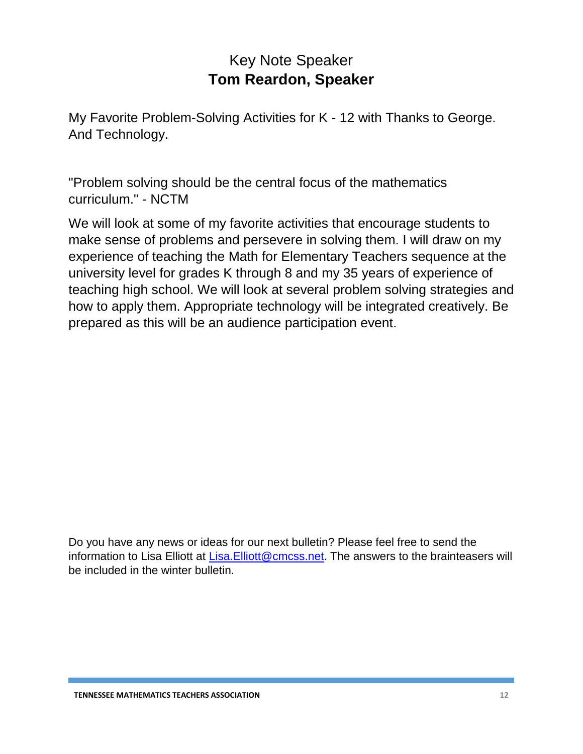## Key Note Speaker
## **Tom Reardon, Speaker**

My Favorite Problem-Solving Activities for K - 12 with Thanks to George. And Technology.

"Problem solving should be the central focus of the mathematics curriculum." - NCTM

We will look at some of my favorite activities that encourage students to make sense of problems and persevere in solving them. I will draw on my experience of teaching the Math for Elementary Teachers sequence at the university level for grades K through 8 and my 35 years of experience of teaching high school. We will look at several problem solving strategies and how to apply them. Appropriate technology will be integrated creatively. Be prepared as this will be an audience participation event.

Do you have any news or ideas for our next bulletin? Please feel free to send the information to Lisa Elliott at [Lisa.Elliott@cmcss.net](mailto:Lisa.Elliott@cmcss.net). The answers to the brainteasers will be included in the winter bulletin.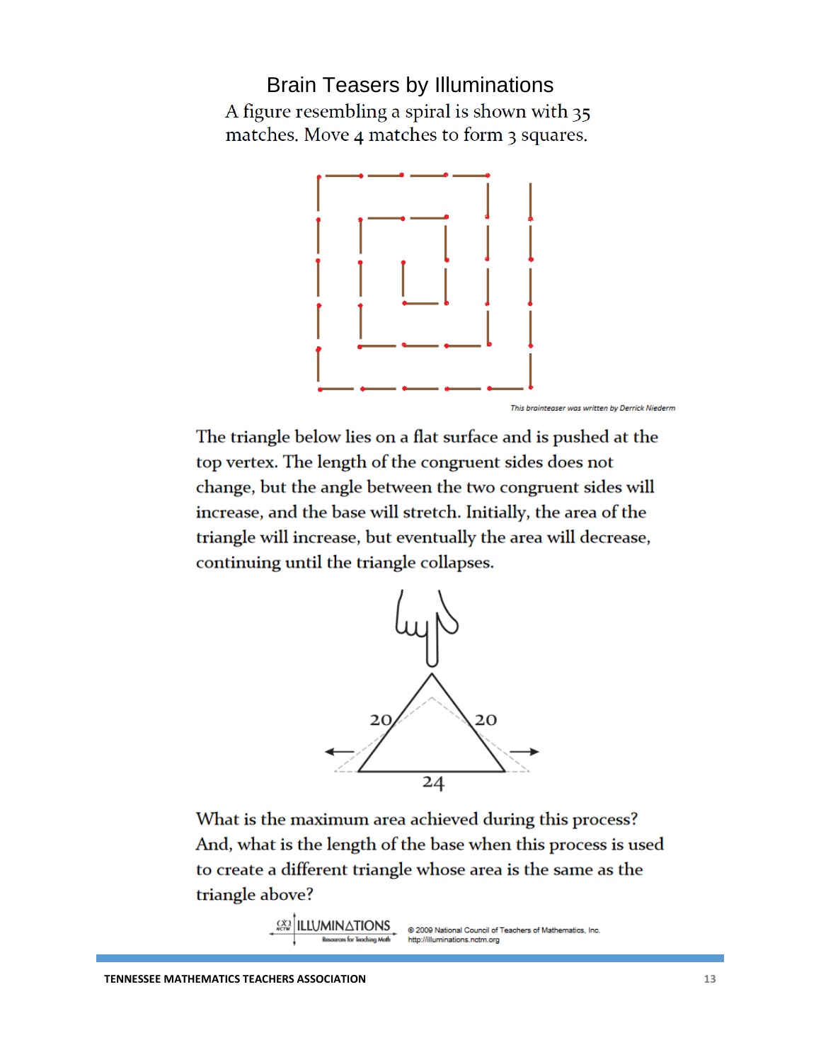# Brain Teasers by Illuminations

A figure resembling a spiral is shown with 35 matches. Move 4 matches to form 3 squares.

*This brainteaser was written by Derrick Niederm*

The triangle below lies on a flat surface and is pushed at the top vertex. The length of the congruent sides does not change, but the angle between the two congruent sides will increase, and the base will stretch. Initially, the area of the triangle will increase, but eventually the area will decrease, continuing until the triangle collapses.

20

20

24

What is the maximum area achieved during this process? And, what is the length of the base when this process is used to create a different triangle whose area is the same as the triangle above?

ILLUMINATIONS Resources for Teaching Math

© 2009 National Council of Teachers of Mathematics, Inc.
http://illuminations.nctm.org